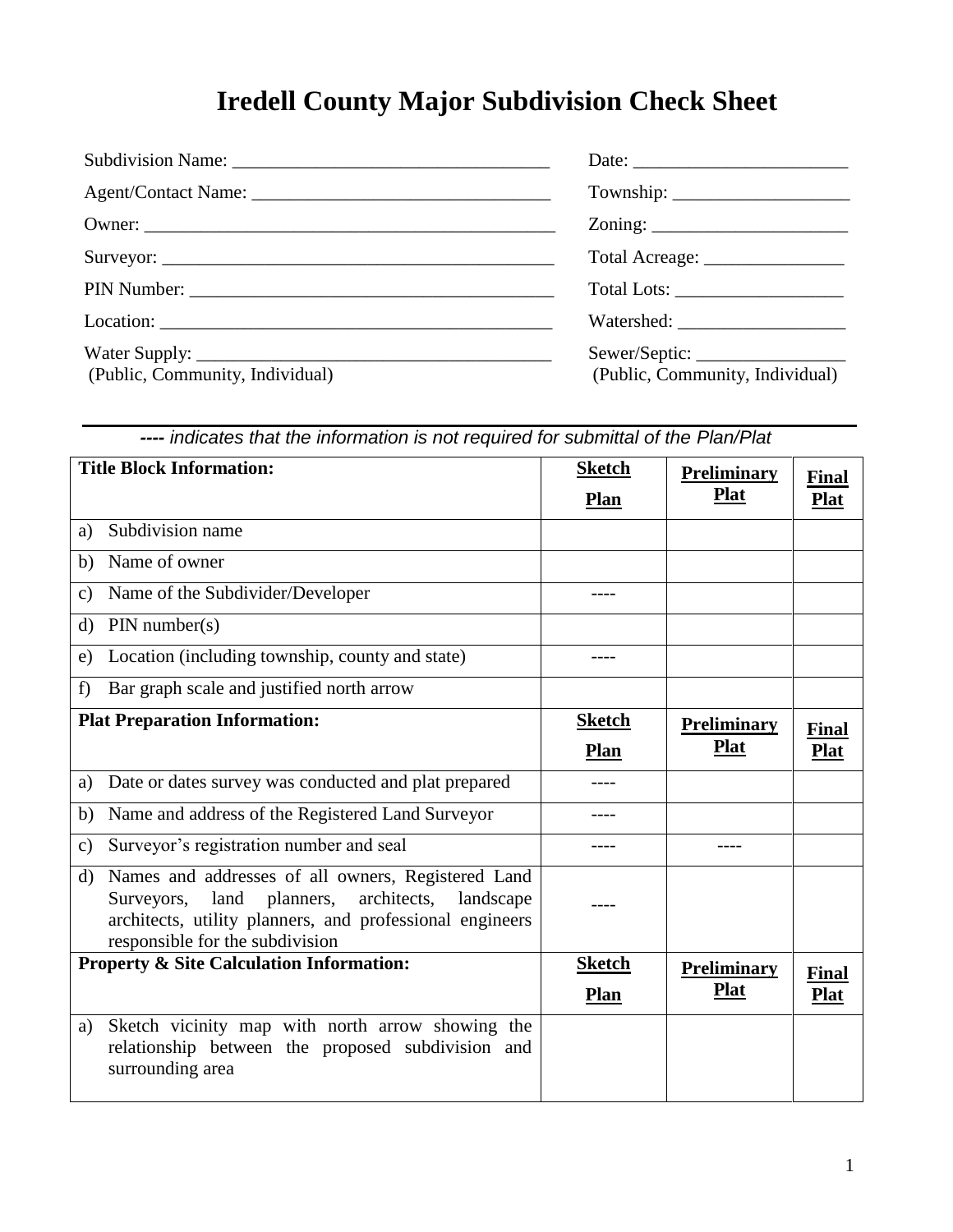# Iredell County Major Subdivision Check Sheet

Subdivision Name: ___________________________________

Date: _______________________

Agent/Contact Name: _________________________________

Township: ___________________

Owner: ______________________________________________

Zoning: _____________________

Surveyor: ____________________________________________

Total Acreage: _______________

PIN Number: _________________________________________

Total Lots: __________________

Location: ____________________________________________

Watershed: __________________

Water Supply: _______________________________________
(Public, Community, Individual)

Sewer/Septic: ________________
(Public, Community, Individual)

***----** indicates that the information is not required for submittal of the Plan/Plat*

| Title Block Information: | Sketch Plan | Preliminary Plat | Final Plat |
|---|---|---|---|
| a) Subdivision name | | | |
| b) Name of owner | | | |
| c) Name of the Subdivider/Developer | ---- | | |
| d) PIN number(s) | | | |
| e) Location (including township, county and state) | ---- | | |
| f) Bar graph scale and justified north arrow | | | |
| **Plat Preparation Information:** | **Sketch Plan** | **Preliminary Plat** | **Final Plat** |
| a) Date or dates survey was conducted and plat prepared | ---- | | |
| b) Name and address of the Registered Land Surveyor | ---- | | |
| c) Surveyor's registration number and seal | ---- | ---- | |
| d) Names and addresses of all owners, Registered Land Surveyors, land planners, architects, landscape architects, utility planners, and professional engineers responsible for the subdivision | ---- | | |
| **Property & Site Calculation Information:** | **Sketch Plan** | **Preliminary Plat** | **Final Plat** |
| a) Sketch vicinity map with north arrow showing the relationship between the proposed subdivision and surrounding area | | | |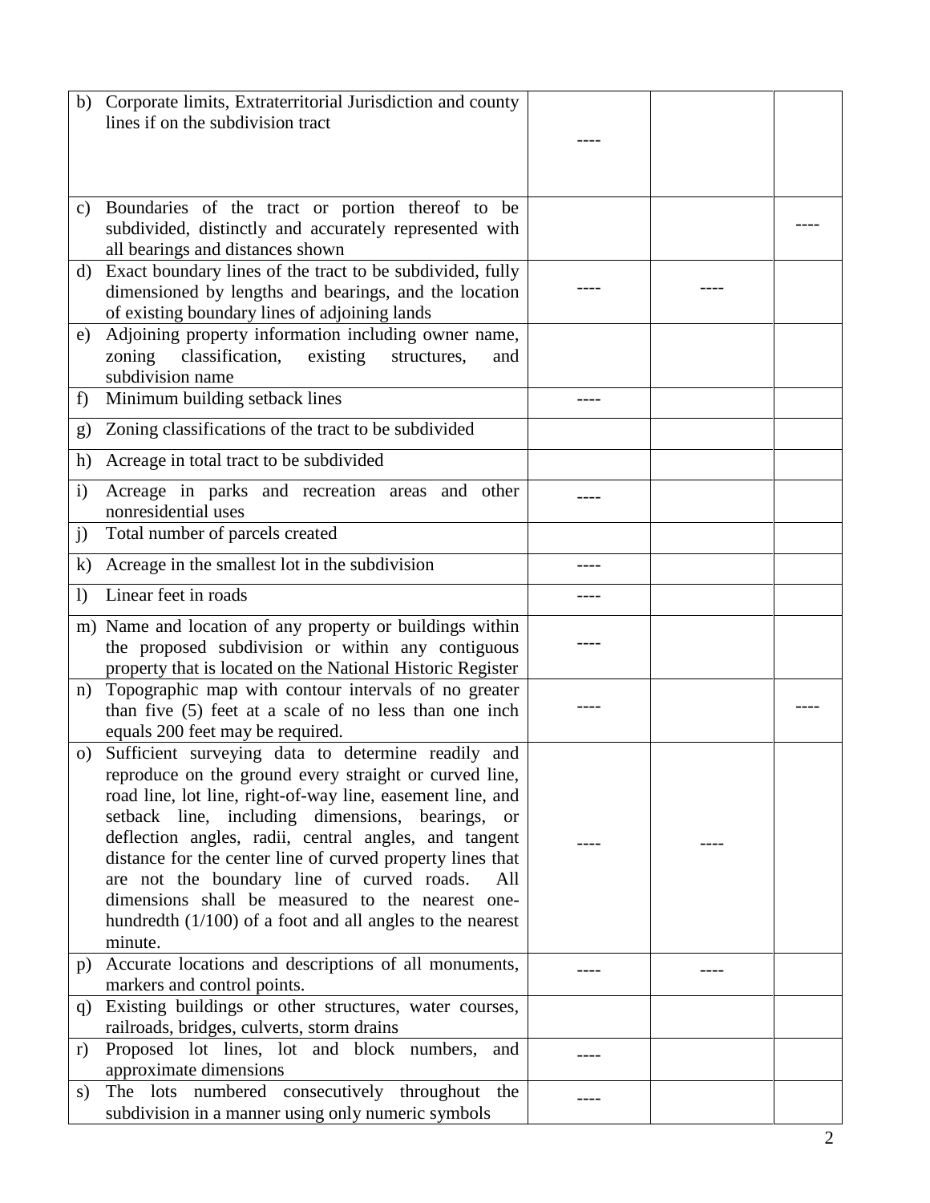| | | | |
|---|---|---|---|
| b) Corporate limits, Extraterritorial Jurisdiction and county lines if on the subdivision tract | ---- | | |
| c) Boundaries of the tract or portion thereof to be subdivided, distinctly and accurately represented with all bearings and distances shown | | | ---- |
| d) Exact boundary lines of the tract to be subdivided, fully dimensioned by lengths and bearings, and the location of existing boundary lines of adjoining lands | ---- | ---- | |
| e) Adjoining property information including owner name, zoning classification, existing structures, and subdivision name | | | |
| f) Minimum building setback lines | ---- | | |
| g) Zoning classifications of the tract to be subdivided | | | |
| h) Acreage in total tract to be subdivided | | | |
| i) Acreage in parks and recreation areas and other nonresidential uses | ---- | | |
| j) Total number of parcels created | | | |
| k) Acreage in the smallest lot in the subdivision | ---- | | |
| l) Linear feet in roads | ---- | | |
| m) Name and location of any property or buildings within the proposed subdivision or within any contiguous property that is located on the National Historic Register | ---- | | |
| n) Topographic map with contour intervals of no greater than five (5) feet at a scale of no less than one inch equals 200 feet may be required. | ---- | | ---- |
| o) Sufficient surveying data to determine readily and reproduce on the ground every straight or curved line, road line, lot line, right-of-way line, easement line, and setback line, including dimensions, bearings, or deflection angles, radii, central angles, and tangent distance for the center line of curved property lines that are not the boundary line of curved roads. All dimensions shall be measured to the nearest one-hundredth (1/100) of a foot and all angles to the nearest minute. | ---- | ---- | |
| p) Accurate locations and descriptions of all monuments, markers and control points. | ---- | ---- | |
| q) Existing buildings or other structures, water courses, railroads, bridges, culverts, storm drains | | | |
| r) Proposed lot lines, lot and block numbers, and approximate dimensions | ---- | | |
| s) The lots numbered consecutively throughout the subdivision in a manner using only numeric symbols | ---- | | |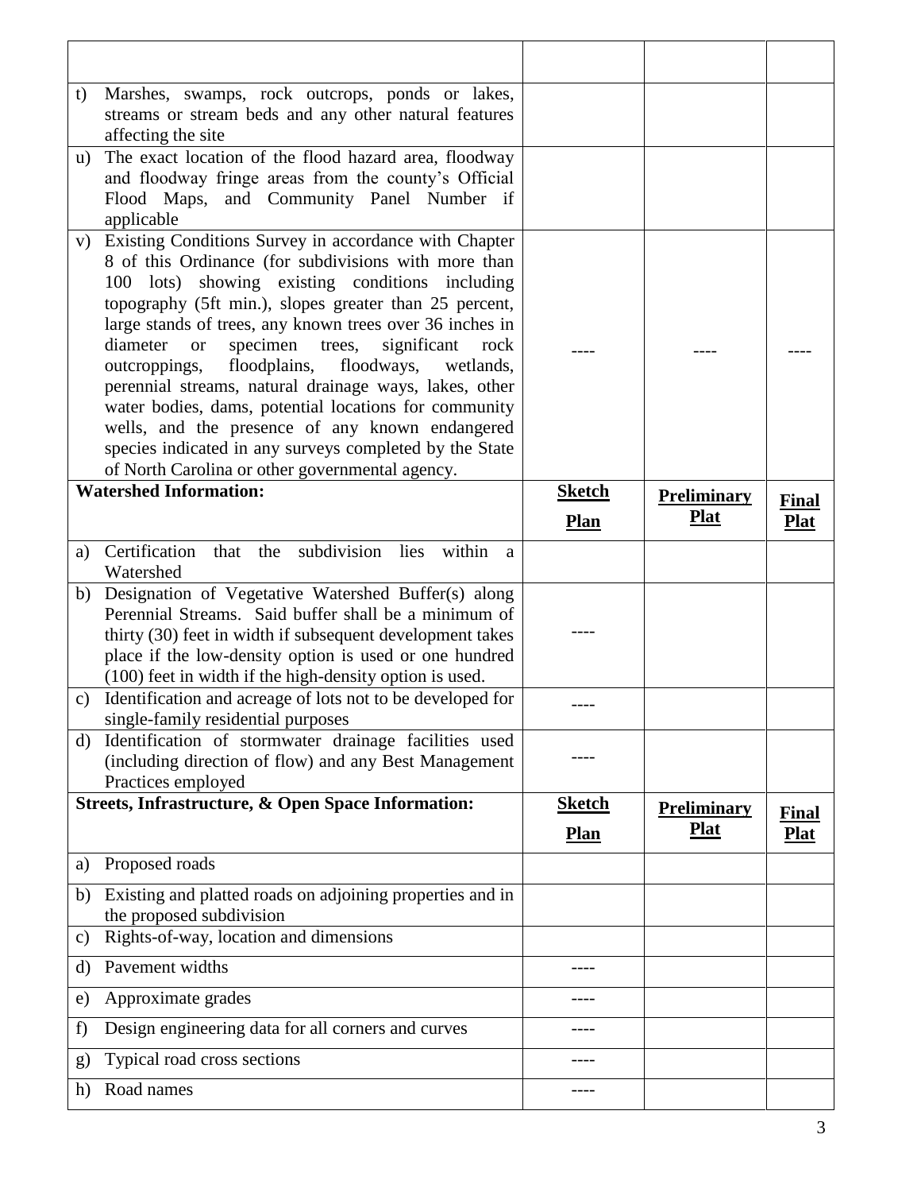| | | | |
|---|---|---|---|
| t) Marshes, swamps, rock outcrops, ponds or lakes, streams or stream beds and any other natural features affecting the site | | | |
| u) The exact location of the flood hazard area, floodway and floodway fringe areas from the county's Official Flood Maps, and Community Panel Number if applicable | | | |
| v) Existing Conditions Survey in accordance with Chapter 8 of this Ordinance (for subdivisions with more than 100 lots) showing existing conditions including topography (5ft min.), slopes greater than 25 percent, large stands of trees, any known trees over 36 inches in diameter or specimen trees, significant rock outcroppings, floodplains, floodways, wetlands, perennial streams, natural drainage ways, lakes, other water bodies, dams, potential locations for community wells, and the presence of any known endangered species indicated in any surveys completed by the State of North Carolina or other governmental agency. | ---- | ---- | ---- |
| **Watershed Information:** | **Sketch Plan** | **Preliminary Plat** | **Final Plat** |
| a) Certification that the subdivision lies within a Watershed | | | |
| b) Designation of Vegetative Watershed Buffer(s) along Perennial Streams. Said buffer shall be a minimum of thirty (30) feet in width if subsequent development takes place if the low-density option is used or one hundred (100) feet in width if the high-density option is used. | ---- | | |
| c) Identification and acreage of lots not to be developed for single-family residential purposes | ---- | | |
| d) Identification of stormwater drainage facilities used (including direction of flow) and any Best Management Practices employed | ---- | | |
| **Streets, Infrastructure, & Open Space Information:** | **Sketch Plan** | **Preliminary Plat** | **Final Plat** |
| a) Proposed roads | | | |
| b) Existing and platted roads on adjoining properties and in the proposed subdivision | | | |
| c) Rights-of-way, location and dimensions | | | |
| d) Pavement widths | ---- | | |
| e) Approximate grades | ---- | | |
| f) Design engineering data for all corners and curves | ---- | | |
| g) Typical road cross sections | ---- | | |
| h) Road names | ---- | | |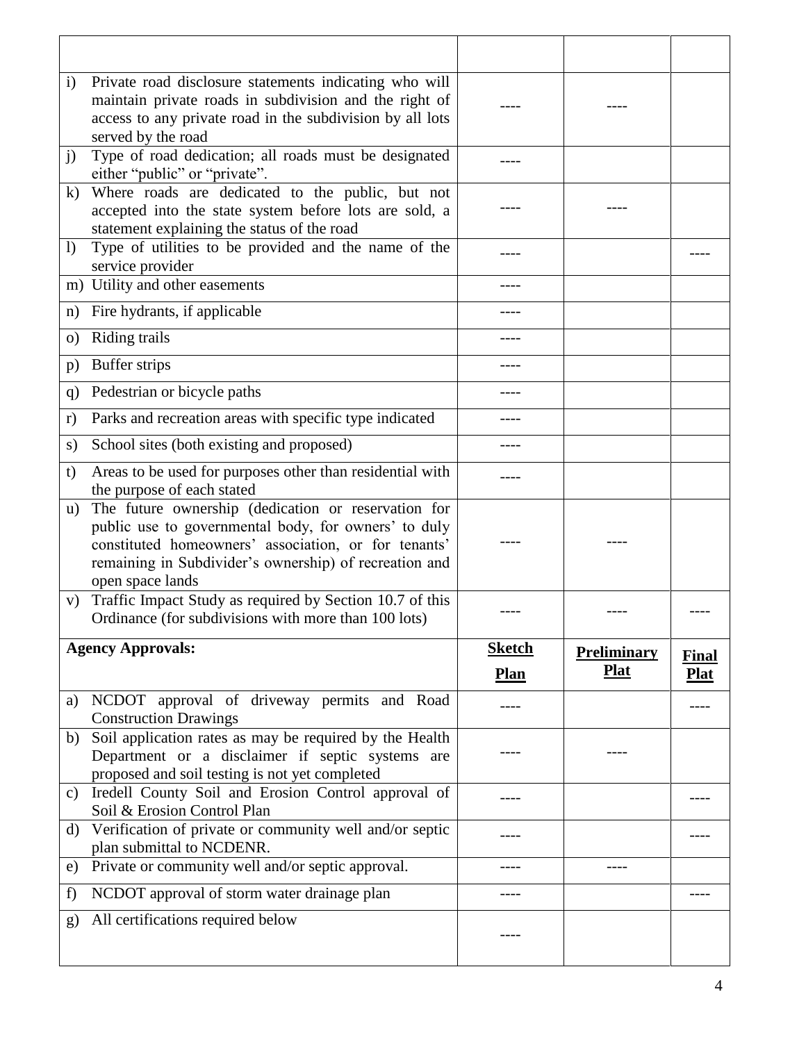| | | | |
|---|---|---|---|
| i) Private road disclosure statements indicating who will maintain private roads in subdivision and the right of access to any private road in the subdivision by all lots served by the road | ---- | ---- | |
| j) Type of road dedication; all roads must be designated either "public" or "private". | ---- | | |
| k) Where roads are dedicated to the public, but not accepted into the state system before lots are sold, a statement explaining the status of the road | ---- | ---- | |
| l) Type of utilities to be provided and the name of the service provider | ---- | | ---- |
| m) Utility and other easements | ---- | | |
| n) Fire hydrants, if applicable | ---- | | |
| o) Riding trails | ---- | | |
| p) Buffer strips | ---- | | |
| q) Pedestrian or bicycle paths | ---- | | |
| r) Parks and recreation areas with specific type indicated | ---- | | |
| s) School sites (both existing and proposed) | ---- | | |
| t) Areas to be used for purposes other than residential with the purpose of each stated | ---- | | |
| u) The future ownership (dedication or reservation for public use to governmental body, for owners' to duly constituted homeowners' association, or for tenants' remaining in Subdivider's ownership) of recreation and open space lands | ---- | ---- | |
| v) Traffic Impact Study as required by Section 10.7 of this Ordinance (for subdivisions with more than 100 lots) | ---- | ---- | ---- |
| **Agency Approvals:** | **Sketch Plan** | **Preliminary Plat** | **Final Plat** |
| a) NCDOT approval of driveway permits and Road Construction Drawings | ---- | | ---- |
| b) Soil application rates as may be required by the Health Department or a disclaimer if septic systems are proposed and soil testing is not yet completed | ---- | ---- | |
| c) Iredell County Soil and Erosion Control approval of Soil & Erosion Control Plan | ---- | | ---- |
| d) Verification of private or community well and/or septic plan submittal to NCDENR. | ---- | | ---- |
| e) Private or community well and/or septic approval. | ---- | ---- | |
| f) NCDOT approval of storm water drainage plan | ---- | | ---- |
| g) All certifications required below | ---- | | |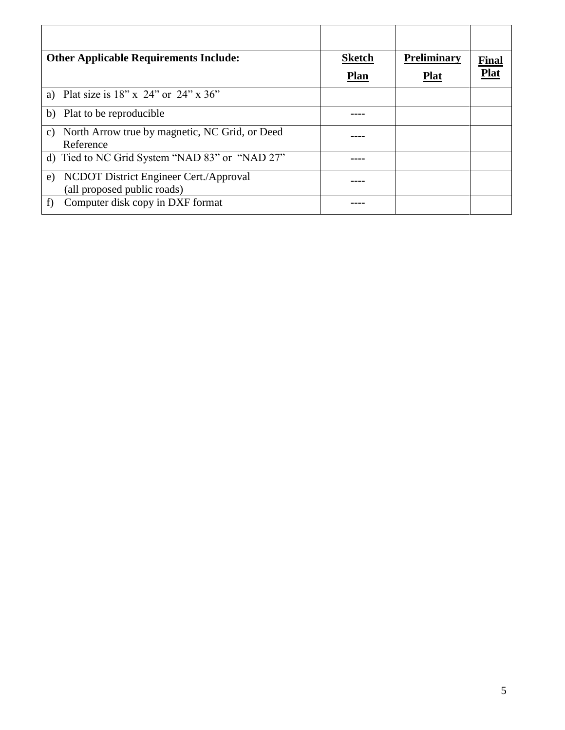| | | | |
|---|---|---|---|
| **Other Applicable Requirements Include:** | **Sketch Plan** | **Preliminary Plat** | **Final Plat** |
| a) Plat size is 18" x 24" or 24" x 36" | | | |
| b) Plat to be reproducible | ---- | | |
| c) North Arrow true by magnetic, NC Grid, or Deed Reference | ---- | | |
| d) Tied to NC Grid System "NAD 83" or "NAD 27" | ---- | | |
| e) NCDOT District Engineer Cert./Approval (all proposed public roads) | ---- | | |
| f) Computer disk copy in DXF format | ---- | | |